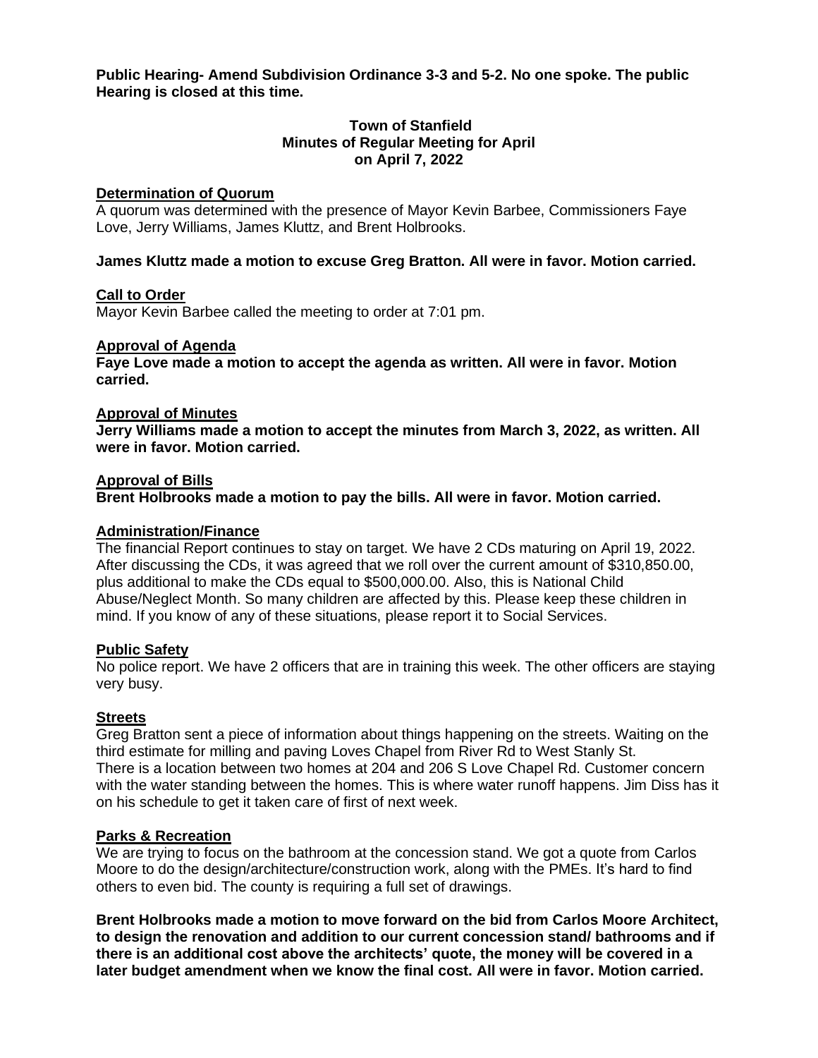**Public Hearing- Amend Subdivision Ordinance 3-3 and 5-2. No one spoke. The public Hearing is closed at this time.**

**Town of Stanfield**
**Minutes of Regular Meeting for April**
**on April 7, 2022**

**Determination of Quorum**

A quorum was determined with the presence of Mayor Kevin Barbee, Commissioners Faye Love, Jerry Williams, James Kluttz, and Brent Holbrooks.

**James Kluttz made a motion to excuse Greg Bratton. All were in favor. Motion carried.**

**Call to Order**

Mayor Kevin Barbee called the meeting to order at 7:01 pm.

**Approval of Agenda**

**Faye Love made a motion to accept the agenda as written. All were in favor. Motion carried.**

**Approval of Minutes**

**Jerry Williams made a motion to accept the minutes from March 3, 2022, as written. All were in favor. Motion carried.**

**Approval of Bills**

**Brent Holbrooks made a motion to pay the bills. All were in favor. Motion carried.**

**Administration/Finance**

The financial Report continues to stay on target. We have 2 CDs maturing on April 19, 2022. After discussing the CDs, it was agreed that we roll over the current amount of $310,850.00, plus additional to make the CDs equal to $500,000.00. Also, this is National Child Abuse/Neglect Month. So many children are affected by this. Please keep these children in mind. If you know of any of these situations, please report it to Social Services.

**Public Safety**

No police report. We have 2 officers that are in training this week. The other officers are staying very busy.

**Streets**

Greg Bratton sent a piece of information about things happening on the streets. Waiting on the third estimate for milling and paving Loves Chapel from River Rd to West Stanly St.
There is a location between two homes at 204 and 206 S Love Chapel Rd. Customer concern with the water standing between the homes. This is where water runoff happens. Jim Diss has it on his schedule to get it taken care of first of next week.

**Parks & Recreation**

We are trying to focus on the bathroom at the concession stand. We got a quote from Carlos Moore to do the design/architecture/construction work, along with the PMEs. It's hard to find others to even bid. The county is requiring a full set of drawings.

**Brent Holbrooks made a motion to move forward on the bid from Carlos Moore Architect, to design the renovation and addition to our current concession stand/ bathrooms and if there is an additional cost above the architects' quote, the money will be covered in a later budget amendment when we know the final cost. All were in favor. Motion carried.**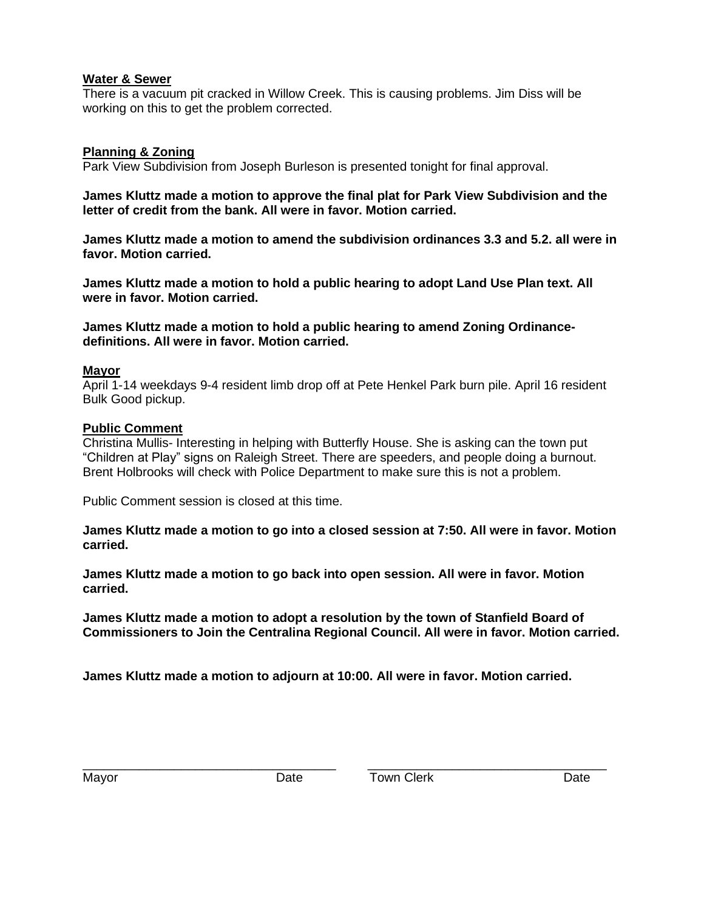**Water & Sewer**

There is a vacuum pit cracked in Willow Creek. This is causing problems. Jim Diss will be working on this to get the problem corrected.

**Planning & Zoning**

Park View Subdivision from Joseph Burleson is presented tonight for final approval.

**James Kluttz made a motion to approve the final plat for Park View Subdivision and the letter of credit from the bank. All were in favor. Motion carried.**

**James Kluttz made a motion to amend the subdivision ordinances 3.3 and 5.2. all were in favor. Motion carried.**

**James Kluttz made a motion to hold a public hearing to adopt Land Use Plan text. All were in favor. Motion carried.**

**James Kluttz made a motion to hold a public hearing to amend Zoning Ordinance-definitions. All were in favor. Motion carried.**

**Mayor**

April 1-14 weekdays 9-4 resident limb drop off at Pete Henkel Park burn pile. April 16 resident Bulk Good pickup.

**Public Comment**

Christina Mullis- Interesting in helping with Butterfly House. She is asking can the town put "Children at Play" signs on Raleigh Street. There are speeders, and people doing a burnout. Brent Holbrooks will check with Police Department to make sure this is not a problem.

Public Comment session is closed at this time.

**James Kluttz made a motion to go into a closed session at 7:50. All were in favor. Motion carried.**

**James Kluttz made a motion to go back into open session. All were in favor. Motion carried.**

**James Kluttz made a motion to adopt a resolution by the town of Stanfield Board of Commissioners to Join the Centralina Regional Council. All were in favor. Motion carried.**

**James Kluttz made a motion to adjourn at 10:00. All were in favor. Motion carried.**

\_\_\_\_\_\_\_\_\_\_\_\_\_\_\_\_\_\_\_\_\_\_\_\_\_\_\_\_\_\_\_\_\_\_
Mayor Date

\_\_\_\_\_\_\_\_\_\_\_\_\_\_\_\_\_\_\_\_\_\_\_\_\_\_\_\_\_\_\_\_\_\_
Town Clerk Date